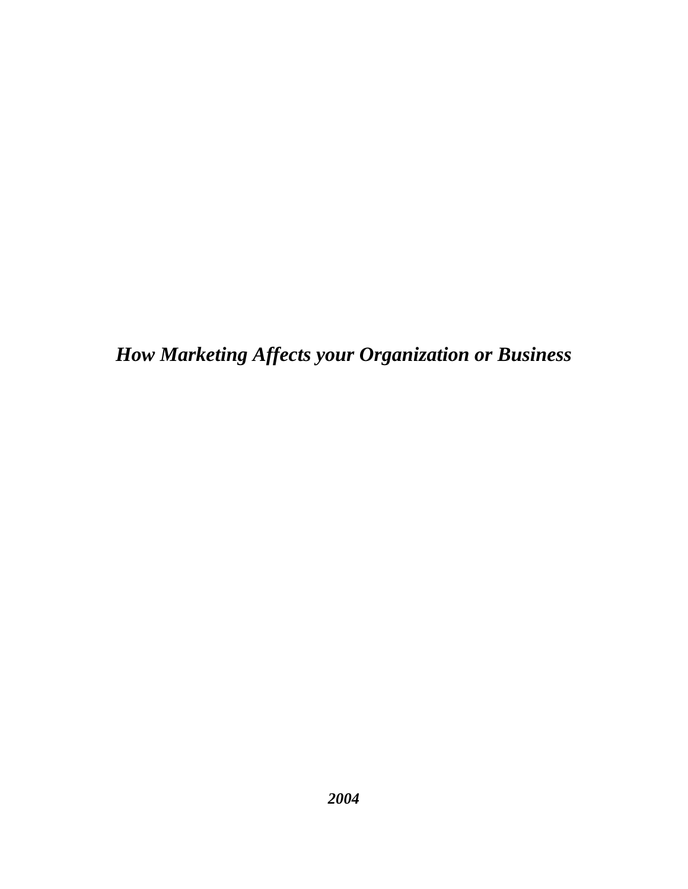# ***How Marketing Affects your Organization or Business***

***2004***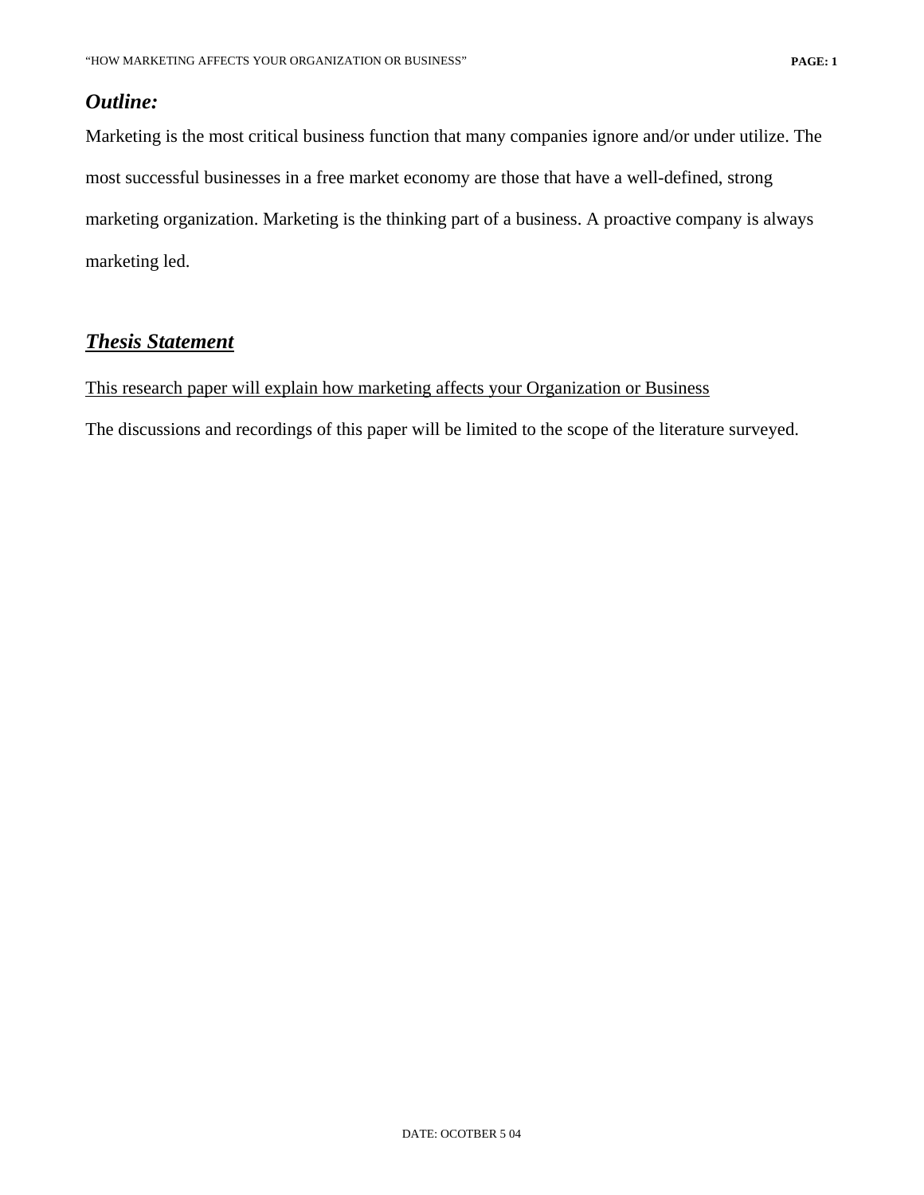***Outline:***

Marketing is the most critical business function that many companies ignore and/or under utilize. The most successful businesses in a free market economy are those that have a well-defined, strong marketing organization. Marketing is the thinking part of a business. A proactive company is always marketing led.

## ***Thesis Statement***

This research paper will explain how marketing affects your Organization or Business

The discussions and recordings of this paper will be limited to the scope of the literature surveyed.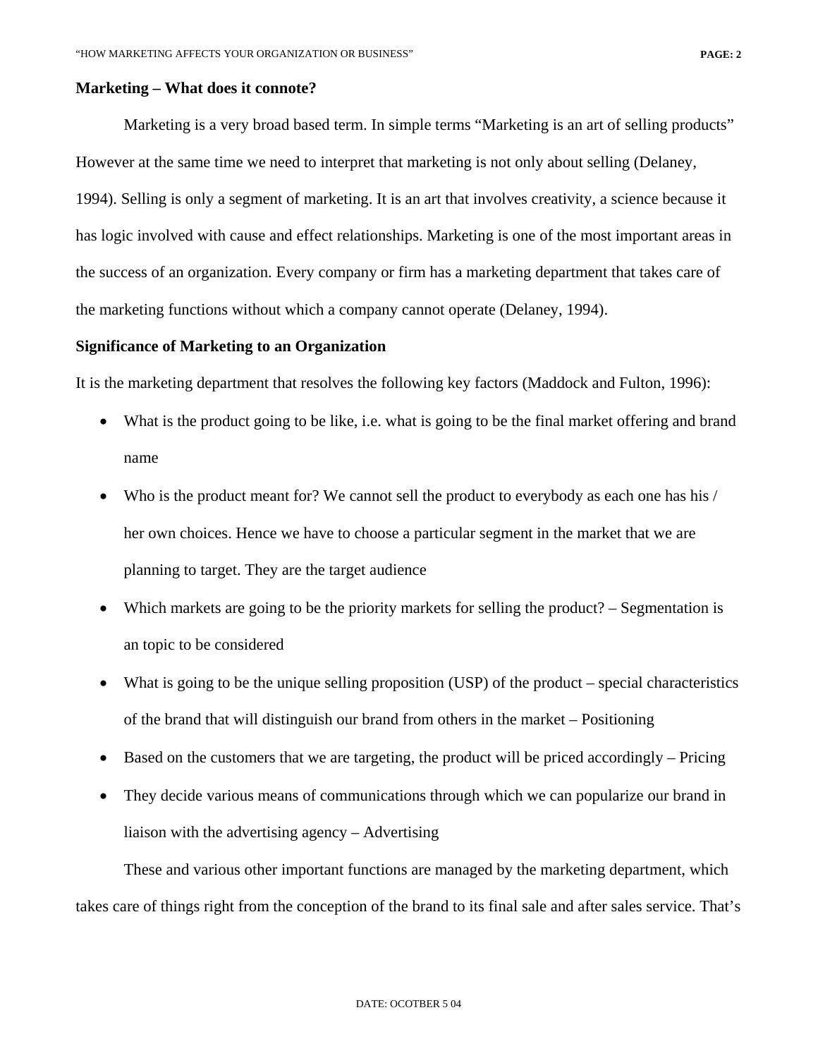**Marketing – What does it connote?**

Marketing is a very broad based term. In simple terms "Marketing is an art of selling products" However at the same time we need to interpret that marketing is not only about selling (Delaney, 1994). Selling is only a segment of marketing. It is an art that involves creativity, a science because it has logic involved with cause and effect relationships. Marketing is one of the most important areas in the success of an organization. Every company or firm has a marketing department that takes care of the marketing functions without which a company cannot operate (Delaney, 1994).

**Significance of Marketing to an Organization**

It is the marketing department that resolves the following key factors (Maddock and Fulton, 1996):

- What is the product going to be like, i.e. what is going to be the final market offering and brand name
- Who is the product meant for? We cannot sell the product to everybody as each one has his / her own choices. Hence we have to choose a particular segment in the market that we are planning to target. They are the target audience
- Which markets are going to be the priority markets for selling the product? – Segmentation is an topic to be considered
- What is going to be the unique selling proposition (USP) of the product – special characteristics of the brand that will distinguish our brand from others in the market – Positioning
- Based on the customers that we are targeting, the product will be priced accordingly – Pricing
- They decide various means of communications through which we can popularize our brand in liaison with the advertising agency – Advertising

These and various other important functions are managed by the marketing department, which takes care of things right from the conception of the brand to its final sale and after sales service. That's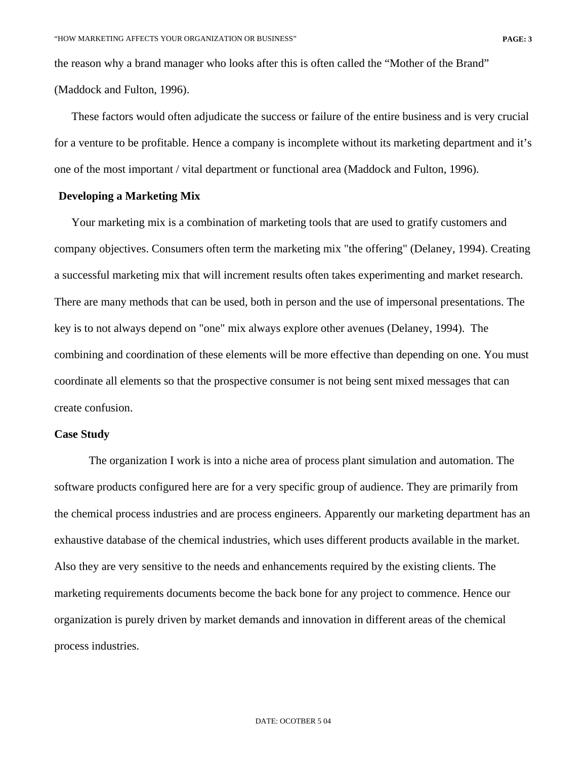the reason why a brand manager who looks after this is often called the "Mother of the Brand" (Maddock and Fulton, 1996).

These factors would often adjudicate the success or failure of the entire business and is very crucial for a venture to be profitable. Hence a company is incomplete without its marketing department and it's one of the most important / vital department or functional area (Maddock and Fulton, 1996).

**Developing a Marketing Mix**

Your marketing mix is a combination of marketing tools that are used to gratify customers and company objectives. Consumers often term the marketing mix "the offering" (Delaney, 1994). Creating a successful marketing mix that will increment results often takes experimenting and market research. There are many methods that can be used, both in person and the use of impersonal presentations. The key is to not always depend on "one" mix always explore other avenues (Delaney, 1994). The combining and coordination of these elements will be more effective than depending on one. You must coordinate all elements so that the prospective consumer is not being sent mixed messages that can create confusion.

**Case Study**

The organization I work is into a niche area of process plant simulation and automation. The software products configured here are for a very specific group of audience. They are primarily from the chemical process industries and are process engineers. Apparently our marketing department has an exhaustive database of the chemical industries, which uses different products available in the market. Also they are very sensitive to the needs and enhancements required by the existing clients. The marketing requirements documents become the back bone for any project to commence. Hence our organization is purely driven by market demands and innovation in different areas of the chemical process industries.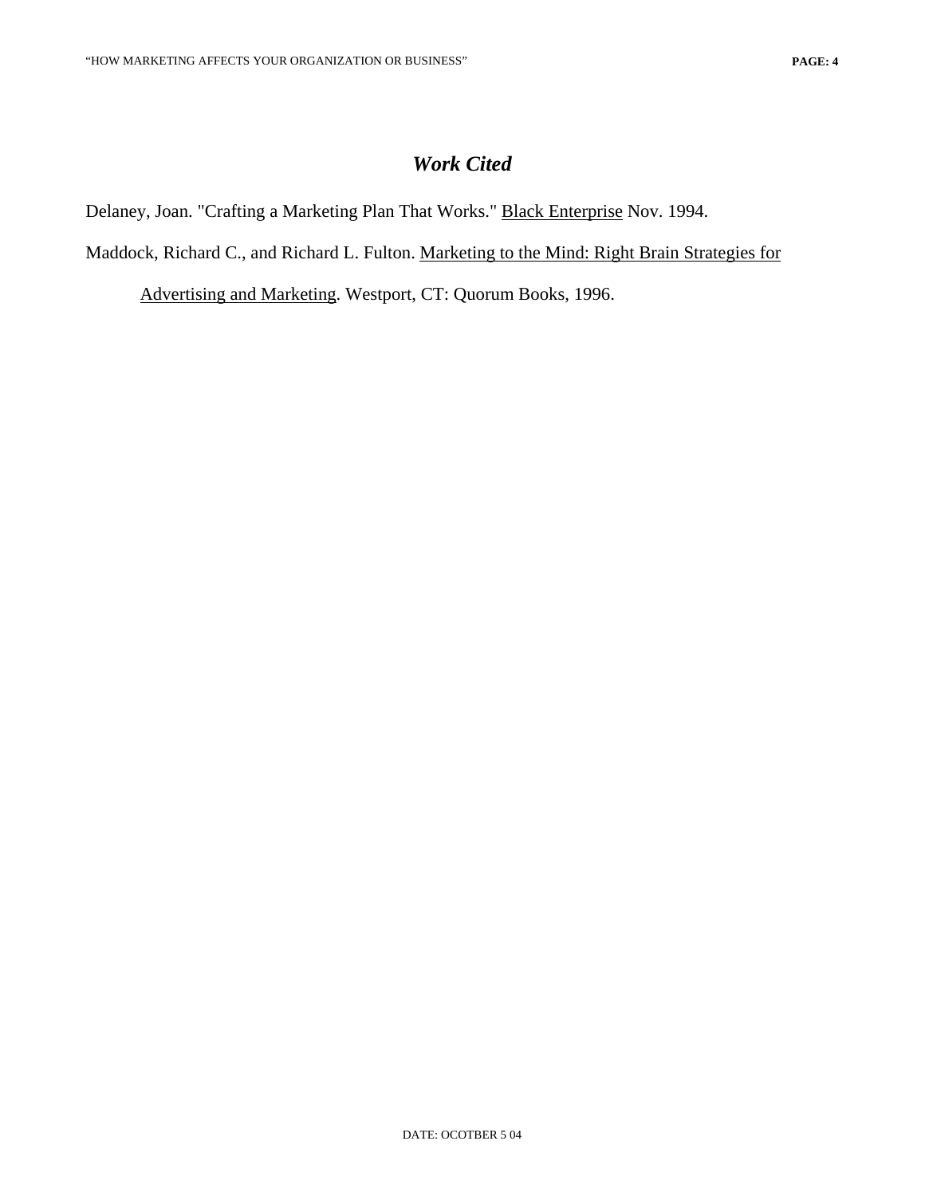## *Work Cited*

Delaney, Joan. "Crafting a Marketing Plan That Works." Black Enterprise Nov. 1994.

Maddock, Richard C., and Richard L. Fulton. Marketing to the Mind: Right Brain Strategies for Advertising and Marketing. Westport, CT: Quorum Books, 1996.